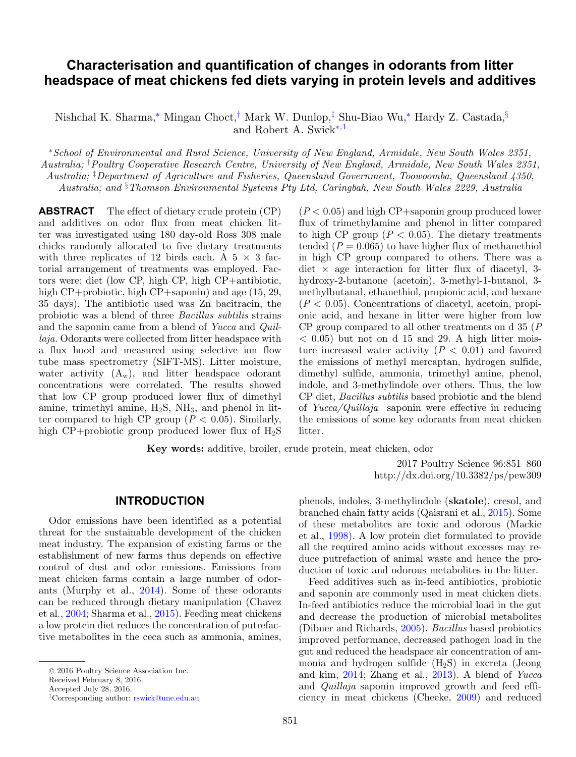# Characterisation and quantification of changes in odorants from litter headspace of meat chickens fed diets varying in protein levels and additives

Nishchal K. Sharma,[*] Mingan Choct,[†] Mark W. Dunlop,[‡] Shu-Biao Wu,[*] Hardy Z. Castada,[§] and Robert A. Swick[*,1]

[*]*School of Environmental and Rural Science, University of New England, Armidale, New South Wales 2351, Australia;* [†]*Poultry Cooperative Research Centre, University of New England, Armidale, New South Wales 2351, Australia;* [‡]*Department of Agriculture and Fisheries, Queensland Government, Toowoomba, Queensland 4350, Australia; and* [§]*Thomson Environmental Systems Pty Ltd, Caringbah, New South Wales 2229, Australia*

**ABSTRACT** The effect of dietary crude protein (CP) and additives on odor flux from meat chicken litter was investigated using 180 day-old Ross 308 male chicks randomly allocated to five dietary treatments with three replicates of 12 birds each. A 5 × 3 factorial arrangement of treatments was employed. Factors were: diet (low CP, high CP, high CP+antibiotic, high CP+probiotic, high CP+saponin) and age (15, 29, 35 days). The antibiotic used was Zn bacitracin, the probiotic was a blend of three *Bacillus subtilis* strains and the saponin came from a blend of *Yucca* and *Quillaja.* Odorants were collected from litter headspace with a flux hood and measured using selective ion flow tube mass spectrometry (SIFT-MS). Litter moisture, water activity ($A_w$), and litter headspace odorant concentrations were correlated. The results showed that low CP group produced lower flux of dimethyl amine, trimethyl amine, $H_2S$, $NH_3$, and phenol in litter compared to high CP group ($P < 0.05$). Similarly, high CP+probiotic group produced lower flux of $H_2S$ ($P < 0.05$) and high CP+saponin group produced lower flux of trimethylamine and phenol in litter compared to high CP group ($P < 0.05$). The dietary treatments tended ($P = 0.065$) to have higher flux of methanethiol in high CP group compared to others. There was a diet × age interaction for litter flux of diacetyl, 3-hydroxy-2-butanone (acetoin), 3-methyl-1-butanol, 3-methylbutanal, ethanethiol, propionic acid, and hexane ($P < 0.05$). Concentrations of diacetyl, acetoin, propionic acid, and hexane in litter were higher from low CP group compared to all other treatments on d 35 ($P < 0.05$) but not on d 15 and 29. A high litter moisture increased water activity ($P < 0.01$) and favored the emissions of methyl mercaptan, hydrogen sulfide, dimethyl sulfide, ammonia, trimethyl amine, phenol, indole, and 3-methylindole over others. Thus, the low CP diet, *Bacillus subtilis* based probiotic and the blend of *Yucca/Quillaja* saponin were effective in reducing the emissions of some key odorants from meat chicken litter.

**Key words:** additive, broiler, crude protein, meat chicken, odor

2017 Poultry Science 96:851–860
http://dx.doi.org/10.3382/ps/pew309

## INTRODUCTION

Odor emissions have been identified as a potential threat for the sustainable development of the chicken meat industry. The expansion of existing farms or the establishment of new farms thus depends on effective control of dust and odor emissions. Emissions from meat chicken farms contain a large number of odorants (Murphy et al., 2014). Some of these odorants can be reduced through dietary manipulation (Chavez et al., 2004; Sharma et al., 2015). Feeding meat chickens a low protein diet reduces the concentration of putrefactive metabolites in the ceca such as ammonia, amines, phenols, indoles, 3-methylindole (**skatole**), cresol, and branched chain fatty acids (Qaisrani et al., 2015). Some of these metabolites are toxic and odorous (Mackie et al., 1998). A low protein diet formulated to provide all the required amino acids without excesses may reduce putrefaction of animal waste and hence the production of toxic and odorous metabolites in the litter.

Feed additives such as in-feed antibiotics, probiotic and saponin are commonly used in meat chicken diets. In-feed antibiotics reduce the microbial load in the gut and decrease the production of microbial metabolites (Dibner and Richards, 2005). *Bacillus* based probiotics improved performance, decreased pathogen load in the gut and reduced the headspace air concentration of ammonia and hydrogen sulfide ($H_2S$) in excreta (Jeong and kim, 2014; Zhang et al., 2013). A blend of *Yucca* and *Quillaja* saponin improved growth and feed efficiency in meat chickens (Cheeke, 2009) and reduced

© 2016 Poultry Science Association Inc.
Received February 8, 2016.
Accepted July 28, 2016.
[1]Corresponding author: rswick@une.edu.au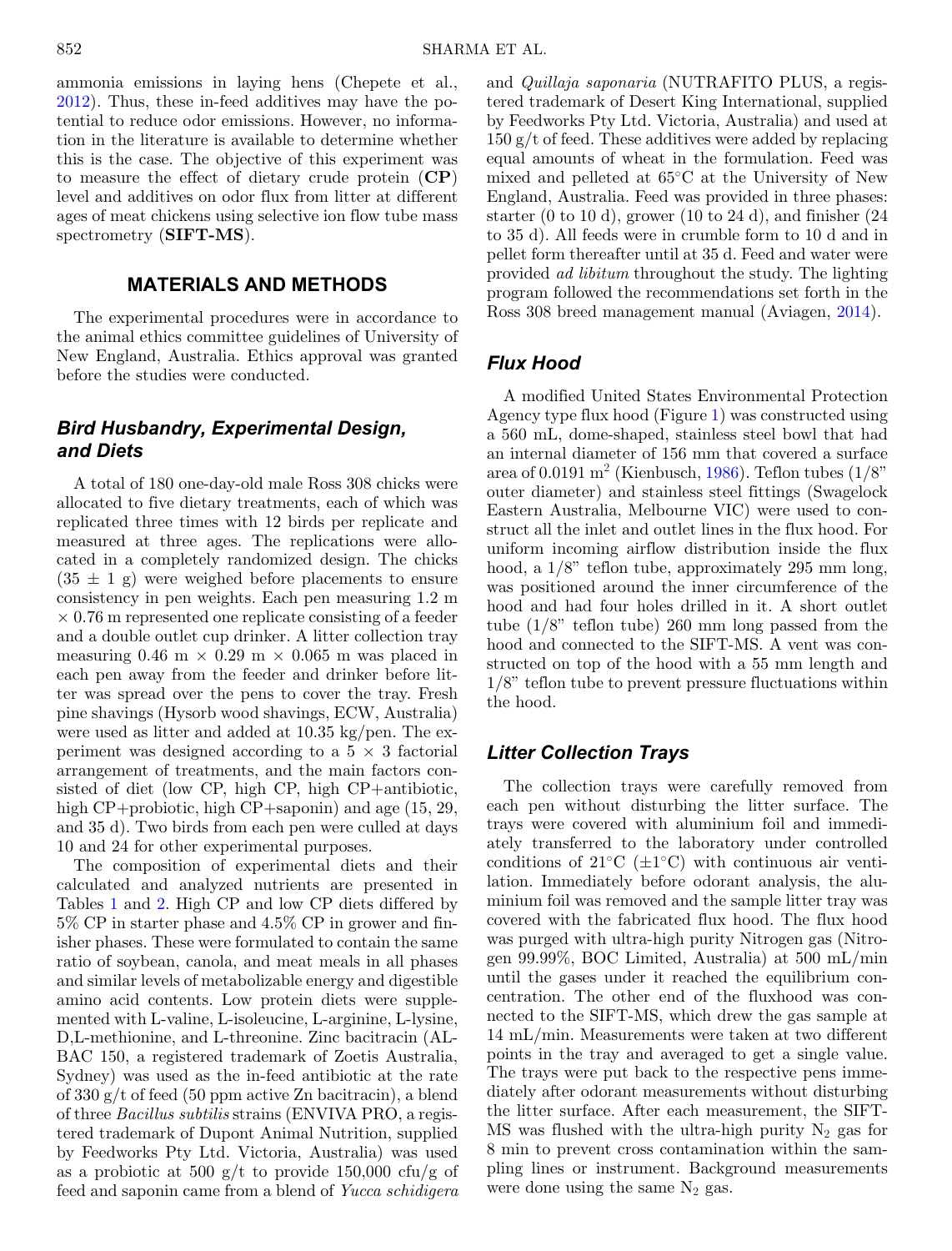ammonia emissions in laying hens (Chepete et al., 2012). Thus, these in-feed additives may have the potential to reduce odor emissions. However, no information in the literature is available to determine whether this is the case. The objective of this experiment was to measure the effect of dietary crude protein (**CP**) level and additives on odor flux from litter at different ages of meat chickens using selective ion flow tube mass spectrometry (**SIFT-MS**).

## MATERIALS AND METHODS

The experimental procedures were in accordance to the animal ethics committee guidelines of University of New England, Australia. Ethics approval was granted before the studies were conducted.

### *Bird Husbandry, Experimental Design, and Diets*

A total of 180 one-day-old male Ross 308 chicks were allocated to five dietary treatments, each of which was replicated three times with 12 birds per replicate and measured at three ages. The replications were allocated in a completely randomized design. The chicks (35 ± 1 g) were weighed before placements to ensure consistency in pen weights. Each pen measuring 1.2 m × 0.76 m represented one replicate consisting of a feeder and a double outlet cup drinker. A litter collection tray measuring 0.46 m × 0.29 m × 0.065 m was placed in each pen away from the feeder and drinker before litter was spread over the pens to cover the tray. Fresh pine shavings (Hysorb wood shavings, ECW, Australia) were used as litter and added at 10.35 kg/pen. The experiment was designed according to a 5 × 3 factorial arrangement of treatments, and the main factors consisted of diet (low CP, high CP, high CP+antibiotic, high CP+probiotic, high CP+saponin) and age (15, 29, and 35 d). Two birds from each pen were culled at days 10 and 24 for other experimental purposes.

The composition of experimental diets and their calculated and analyzed nutrients are presented in Tables 1 and 2. High CP and low CP diets differed by 5% CP in starter phase and 4.5% CP in grower and finisher phases. These were formulated to contain the same ratio of soybean, canola, and meat meals in all phases and similar levels of metabolizable energy and digestible amino acid contents. Low protein diets were supplemented with L-valine, L-isoleucine, L-arginine, L-lysine, D,L-methionine, and L-threonine. Zinc bacitracin (ALBAC 150, a registered trademark of Zoetis Australia, Sydney) was used as the in-feed antibiotic at the rate of 330 g/t of feed (50 ppm active Zn bacitracin), a blend of three *Bacillus subtilis* strains (ENVIVA PRO, a registered trademark of Dupont Animal Nutrition, supplied by Feedworks Pty Ltd. Victoria, Australia) was used as a probiotic at 500 g/t to provide 150,000 cfu/g of feed and saponin came from a blend of *Yucca schidigera* and *Quillaja saponaria* (NUTRAFITO PLUS, a registered trademark of Desert King International, supplied by Feedworks Pty Ltd. Victoria, Australia) and used at 150 g/t of feed. These additives were added by replacing equal amounts of wheat in the formulation. Feed was mixed and pelleted at 65°C at the University of New England, Australia. Feed was provided in three phases: starter (0 to 10 d), grower (10 to 24 d), and finisher (24 to 35 d). All feeds were in crumble form to 10 d and in pellet form thereafter until at 35 d. Feed and water were provided *ad libitum* throughout the study. The lighting program followed the recommendations set forth in the Ross 308 breed management manual (Aviagen, 2014).

### *Flux Hood*

A modified United States Environmental Protection Agency type flux hood (Figure 1) was constructed using a 560 mL, dome-shaped, stainless steel bowl that had an internal diameter of 156 mm that covered a surface area of 0.0191 $m^2$ (Kienbusch, 1986). Teflon tubes (1/8" outer diameter) and stainless steel fittings (Swagelock Eastern Australia, Melbourne VIC) were used to construct all the inlet and outlet lines in the flux hood. For uniform incoming airflow distribution inside the flux hood, a 1/8" teflon tube, approximately 295 mm long, was positioned around the inner circumference of the hood and had four holes drilled in it. A short outlet tube (1/8" teflon tube) 260 mm long passed from the hood and connected to the SIFT-MS. A vent was constructed on top of the hood with a 55 mm length and 1/8" teflon tube to prevent pressure fluctuations within the hood.

### *Litter Collection Trays*

The collection trays were carefully removed from each pen without disturbing the litter surface. The trays were covered with aluminium foil and immediately transferred to the laboratory under controlled conditions of 21°C (±1°C) with continuous air ventilation. Immediately before odorant analysis, the aluminium foil was removed and the sample litter tray was covered with the fabricated flux hood. The flux hood was purged with ultra-high purity Nitrogen gas (Nitrogen 99.99%, BOC Limited, Australia) at 500 mL/min until the gases under it reached the equilibrium concentration. The other end of the fluxhood was connected to the SIFT-MS, which drew the gas sample at 14 mL/min. Measurements were taken at two different points in the tray and averaged to get a single value. The trays were put back to the respective pens immediately after odorant measurements without disturbing the litter surface. After each measurement, the SIFT-MS was flushed with the ultra-high purity $N_2$ gas for 8 min to prevent cross contamination within the sampling lines or instrument. Background measurements were done using the same $N_2$ gas.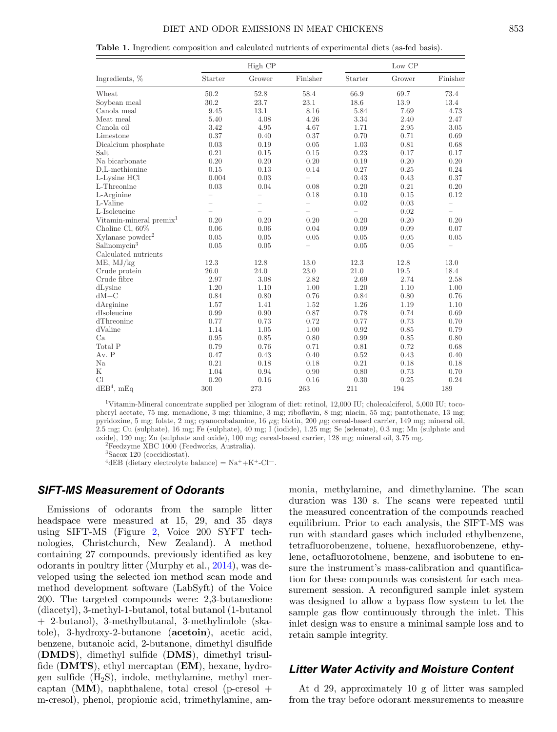**Table 1.** Ingredient composition and calculated nutrients of experimental diets (as-fed basis).

| Ingredients, % | High CP | | | Low CP | | |
|---|---|---|---|---|---|---|
| | Starter | Grower | Finisher | Starter | Grower | Finisher |
| Wheat | 50.2 | 52.8 | 58.4 | 66.9 | 69.7 | 73.4 |
| Soybean meal | 30.2 | 23.7 | 23.1 | 18.6 | 13.9 | 13.4 |
| Canola meal | 9.45 | 13.1 | 8.16 | 5.84 | 7.69 | 4.73 |
| Meat meal | 5.40 | 4.08 | 4.26 | 3.34 | 2.40 | 2.47 |
| Canola oil | 3.42 | 4.95 | 4.67 | 1.71 | 2.95 | 3.05 |
| Limestone | 0.37 | 0.40 | 0.37 | 0.70 | 0.71 | 0.69 |
| Dicalcium phosphate | 0.03 | 0.19 | 0.05 | 1.03 | 0.81 | 0.68 |
| Salt | 0.21 | 0.15 | 0.15 | 0.23 | 0.17 | 0.17 |
| Na bicarbonate | 0.20 | 0.20 | 0.20 | 0.19 | 0.20 | 0.20 |
| D,L-methionine | 0.15 | 0.13 | 0.14 | 0.27 | 0.25 | 0.24 |
| L-Lysine HCl | 0.004 | 0.03 | – | 0.43 | 0.43 | 0.37 |
| L-Threonine | 0.03 | 0.04 | 0.08 | 0.20 | 0.21 | 0.20 |
| L-Arginine | – | – | 0.18 | 0.10 | 0.15 | 0.12 |
| L-Valine | – | – | – | 0.02 | 0.03 | – |
| L-Isoleucine | – | – | – | – | 0.02 | – |
| Vitamin-mineral premix[1] | 0.20 | 0.20 | 0.20 | 0.20 | 0.20 | 0.20 |
| Choline Cl, 60% | 0.06 | 0.06 | 0.04 | 0.09 | 0.09 | 0.07 |
| Xylanase powder[2] | 0.05 | 0.05 | 0.05 | 0.05 | 0.05 | 0.05 |
| Salinomycin[3] | 0.05 | 0.05 | – | 0.05 | 0.05 | – |
| Calculated nutrients | | | | | | |
| ME, MJ/kg | 12.3 | 12.8 | 13.0 | 12.3 | 12.8 | 13.0 |
| Crude protein | 26.0 | 24.0 | 23.0 | 21.0 | 19.5 | 18.4 |
| Crude fibre | 2.97 | 3.08 | 2.82 | 2.69 | 2.74 | 2.58 |
| dLysine | 1.20 | 1.10 | 1.00 | 1.20 | 1.10 | 1.00 |
| dM+C | 0.84 | 0.80 | 0.76 | 0.84 | 0.80 | 0.76 |
| dArginine | 1.57 | 1.41 | 1.52 | 1.26 | 1.19 | 1.10 |
| dIsoleucine | 0.99 | 0.90 | 0.87 | 0.78 | 0.74 | 0.69 |
| dThreonine | 0.77 | 0.73 | 0.72 | 0.77 | 0.73 | 0.70 |
| dValine | 1.14 | 1.05 | 1.00 | 0.92 | 0.85 | 0.79 |
| Ca | 0.95 | 0.85 | 0.80 | 0.99 | 0.85 | 0.80 |
| Total P | 0.79 | 0.76 | 0.71 | 0.81 | 0.72 | 0.68 |
| Av. P | 0.47 | 0.43 | 0.40 | 0.52 | 0.43 | 0.40 |
| Na | 0.21 | 0.18 | 0.18 | 0.21 | 0.18 | 0.18 |
| K | 1.04 | 0.94 | 0.90 | 0.80 | 0.73 | 0.70 |
| Cl | 0.20 | 0.16 | 0.16 | 0.30 | 0.25 | 0.24 |
| dEB[4], mEq | 300 | 273 | 263 | 211 | 194 | 189 |

[1]Vitamin-Mineral concentrate supplied per kilogram of diet: retinol, 12,000 IU; cholecalciferol, 5,000 IU; tocopheryl acetate, 75 mg, menadione, 3 mg; thiamine, 3 mg; riboflavin, 8 mg; niacin, 55 mg; pantothenate, 13 mg; pyridoxine, 5 mg; folate, 2 mg; cyanocobalamine, 16 $\mu$g; biotin, 200 $\mu$g; cereal-based carrier, 149 mg; mineral oil, 2.5 mg; Cu (sulphate), 16 mg; Fe (sulphate), 40 mg; I (iodide), 1.25 mg; Se (selenate), 0.3 mg; Mn (sulphate and oxide), 120 mg; Zn (sulphate and oxide), 100 mg; cereal-based carrier, 128 mg; mineral oil, 3.75 mg.

[2]Feedzyme XBC 1000 (Feedworks, Australia).

[3]Sacox 120 (coccidiostat).

[4]dEB (dietary electrolyte balance) = $Na^{+}$+$K^{+}$-$Cl^{-}$.

## SIFT-MS Measurement of Odorants

Emissions of odorants from the sample litter headspace were measured at 15, 29, and 35 days using SIFT-MS (Figure 2, Voice 200 SYFT technologies, Christchurch, New Zealand). A method containing 27 compounds, previously identified as key odorants in poultry litter (Murphy et al., 2014), was developed using the selected ion method scan mode and method development software (LabSyft) of the Voice 200. The targeted compounds were: 2,3-butanedione (diacetyl), 3-methyl-1-butanol, total butanol (1-butanol + 2-butanol), 3-methylbutanal, 3-methylindole (skatole), 3-hydroxy-2-butanone (**acetoin**), acetic acid, benzene, butanoic acid, 2-butanone, dimethyl disulfide (**DMDS**), dimethyl sulfide (**DMS**), dimethyl trisulfide (**DMTS**), ethyl mercaptan (**EM**), hexane, hydrogen sulfide ($H_2S$), indole, methylamine, methyl mercaptan (**MM**), naphthalene, total cresol (p-cresol + m-cresol), phenol, propionic acid, trimethylamine, ammonia, methylamine, and dimethylamine. The scan duration was 130 s. The scans were repeated until the measured concentration of the compounds reached equilibrium. Prior to each analysis, the SIFT-MS was run with standard gases which included ethylbenzene, tetrafluorobenzene, toluene, hexafluorobenzene, ethylene, octafluorotoluene, benzene, and isobutene to ensure the instrument's mass-calibration and quantification for these compounds was consistent for each measurement session. A reconfigured sample inlet system was designed to allow a bypass flow system to let the sample gas flow continuously through the inlet. This inlet design was to ensure a minimal sample loss and to retain sample integrity.

## Litter Water Activity and Moisture Content

At d 29, approximately 10 g of litter was sampled from the tray before odorant measurements to measure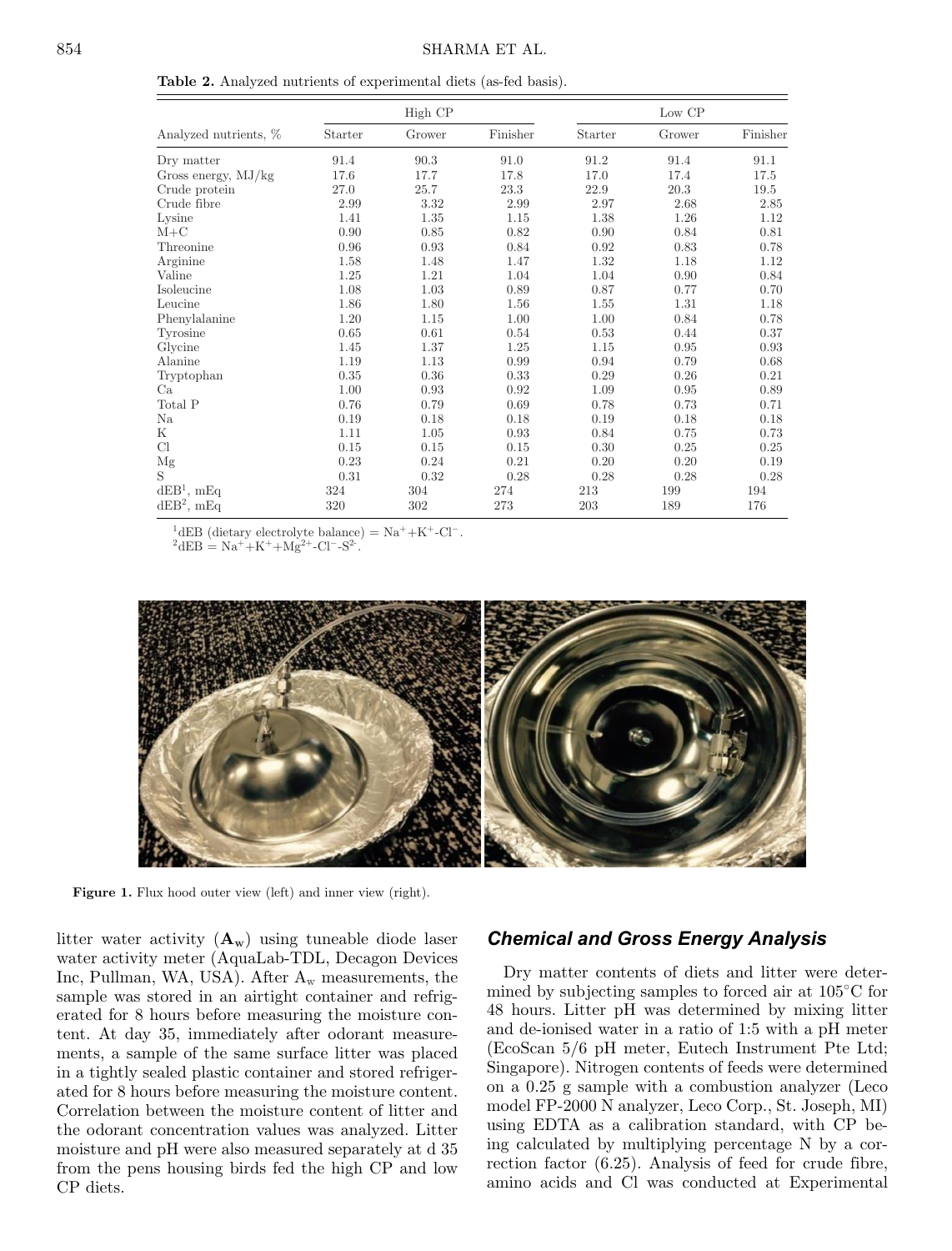**Table 2.** Analyzed nutrients of experimental diets (as-fed basis).

| | High CP | | | Low CP | | |
|---|---|---|---|---|---|---|
| Analyzed nutrients, % | Starter | Grower | Finisher | Starter | Grower | Finisher |
| Dry matter | 91.4 | 90.3 | 91.0 | 91.2 | 91.4 | 91.1 |
| Gross energy, MJ/kg | 17.6 | 17.7 | 17.8 | 17.0 | 17.4 | 17.5 |
| Crude protein | 27.0 | 25.7 | 23.3 | 22.9 | 20.3 | 19.5 |
| Crude fibre | 2.99 | 3.32 | 2.99 | 2.97 | 2.68 | 2.85 |
| Lysine | 1.41 | 1.35 | 1.15 | 1.38 | 1.26 | 1.12 |
| M+C | 0.90 | 0.85 | 0.82 | 0.90 | 0.84 | 0.81 |
| Threonine | 0.96 | 0.93 | 0.84 | 0.92 | 0.83 | 0.78 |
| Arginine | 1.58 | 1.48 | 1.47 | 1.32 | 1.18 | 1.12 |
| Valine | 1.25 | 1.21 | 1.04 | 1.04 | 0.90 | 0.84 |
| Isoleucine | 1.08 | 1.03 | 0.89 | 0.87 | 0.77 | 0.70 |
| Leucine | 1.86 | 1.80 | 1.56 | 1.55 | 1.31 | 1.18 |
| Phenylalanine | 1.20 | 1.15 | 1.00 | 1.00 | 0.84 | 0.78 |
| Tyrosine | 0.65 | 0.61 | 0.54 | 0.53 | 0.44 | 0.37 |
| Glycine | 1.45 | 1.37 | 1.25 | 1.15 | 0.95 | 0.93 |
| Alanine | 1.19 | 1.13 | 0.99 | 0.94 | 0.79 | 0.68 |
| Tryptophan | 0.35 | 0.36 | 0.33 | 0.29 | 0.26 | 0.21 |
| Ca | 1.00 | 0.93 | 0.92 | 1.09 | 0.95 | 0.89 |
| Total P | 0.76 | 0.79 | 0.69 | 0.78 | 0.73 | 0.71 |
| Na | 0.19 | 0.18 | 0.18 | 0.19 | 0.18 | 0.18 |
| K | 1.11 | 1.05 | 0.93 | 0.84 | 0.75 | 0.73 |
| Cl | 0.15 | 0.15 | 0.15 | 0.30 | 0.25 | 0.25 |
| Mg | 0.23 | 0.24 | 0.21 | 0.20 | 0.20 | 0.19 |
| S | 0.31 | 0.32 | 0.28 | 0.28 | 0.28 | 0.28 |
| dEB[1], mEq | 324 | 304 | 274 | 213 | 199 | 194 |
| dEB[2], mEq | 320 | 302 | 273 | 203 | 189 | 176 |

[1]dEB (dietary electrolyte balance) = $Na^{+}+K^{+}-Cl^{-}$.
[2]dEB = $Na^{+}+K^{+}+Mg^{2+}-Cl^{-}-S^{2-}$.

**Figure 1.** Flux hood outer view (left) and inner view (right).

litter water activity ($\mathbf{A_w}$) using tuneable diode laser water activity meter (AquaLab-TDL, Decagon Devices Inc, Pullman, WA, USA). After $A_w$ measurements, the sample was stored in an airtight container and refrigerated for 8 hours before measuring the moisture content. At day 35, immediately after odorant measurements, a sample of the same surface litter was placed in a tightly sealed plastic container and stored refrigerated for 8 hours before measuring the moisture content. Correlation between the moisture content of litter and the odorant concentration values was analyzed. Litter moisture and pH were also measured separately at d 35 from the pens housing birds fed the high CP and low CP diets.

### *Chemical and Gross Energy Analysis*

Dry matter contents of diets and litter were determined by subjecting samples to forced air at 105°C for 48 hours. Litter pH was determined by mixing litter and de-ionised water in a ratio of 1:5 with a pH meter (EcoScan 5/6 pH meter, Eutech Instrument Pte Ltd; Singapore). Nitrogen contents of feeds were determined on a 0.25 g sample with a combustion analyzer (Leco model FP-2000 N analyzer, Leco Corp., St. Joseph, MI) using EDTA as a calibration standard, with CP being calculated by multiplying percentage N by a correction factor (6.25). Analysis of feed for crude fibre, amino acids and Cl was conducted at Experimental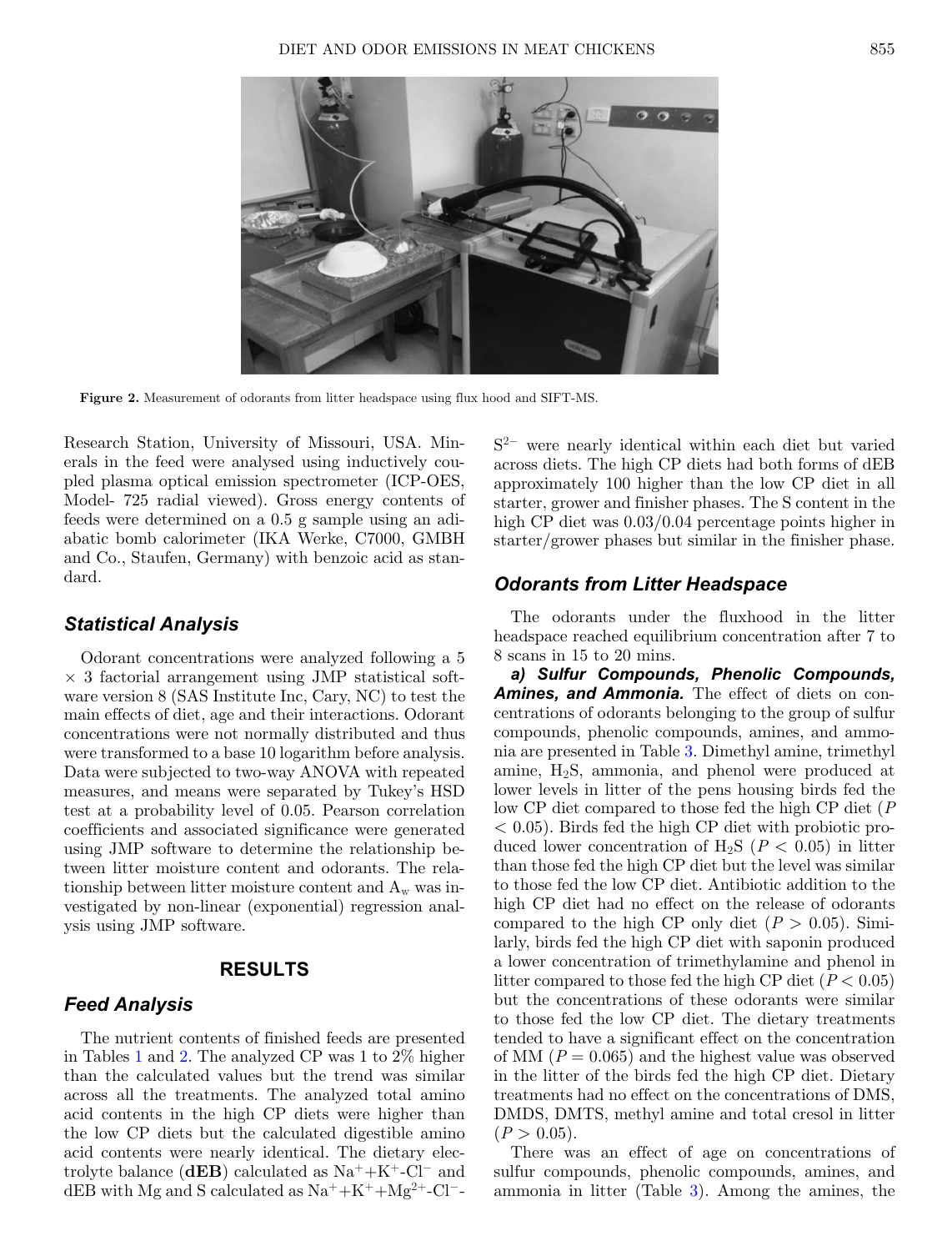Figure 2. Measurement of odorants from litter headspace using flux hood and SIFT-MS.

Research Station, University of Missouri, USA. Minerals in the feed were analysed using inductively coupled plasma optical emission spectrometer (ICP-OES, Model- 725 radial viewed). Gross energy contents of feeds were determined on a 0.5 g sample using an adiabatic bomb calorimeter (IKA Werke, C7000, GMBH and Co., Staufen, Germany) with benzoic acid as standard.

## *Statistical Analysis*

Odorant concentrations were analyzed following a 5 × 3 factorial arrangement using JMP statistical software version 8 (SAS Institute Inc, Cary, NC) to test the main effects of diet, age and their interactions. Odorant concentrations were not normally distributed and thus were transformed to a base 10 logarithm before analysis. Data were subjected to two-way ANOVA with repeated measures, and means were separated by Tukey's HSD test at a probability level of 0.05. Pearson correlation coefficients and associated significance were generated using JMP software to determine the relationship between litter moisture content and odorants. The relationship between litter moisture content and $A_w$ was investigated by non-linear (exponential) regression analysis using JMP software.

# RESULTS

## *Feed Analysis*

The nutrient contents of finished feeds are presented in Tables 1 and 2. The analyzed CP was 1 to 2% higher than the calculated values but the trend was similar across all the treatments. The analyzed total amino acid contents in the high CP diets were higher than the low CP diets but the calculated digestible amino acid contents were nearly identical. The dietary electrolyte balance (**dEB**) calculated as $Na^+$+$K^+$-$Cl^-$ and dEB with Mg and S calculated as $Na^+$+$K^+$+$Mg^{2+}$-$Cl^-$-$S^{2-}$ were nearly identical within each diet but varied across diets. The high CP diets had both forms of dEB approximately 100 higher than the low CP diet in all starter, grower and finisher phases. The S content in the high CP diet was 0.03/0.04 percentage points higher in starter/grower phases but similar in the finisher phase.

## *Odorants from Litter Headspace*

The odorants under the fluxhood in the litter headspace reached equilibrium concentration after 7 to 8 scans in 15 to 20 mins.

***a) Sulfur Compounds, Phenolic Compounds, Amines, and Ammonia.*** The effect of diets on concentrations of odorants belonging to the group of sulfur compounds, phenolic compounds, amines, and ammonia are presented in Table 3. Dimethyl amine, trimethyl amine, $H_2S$, ammonia, and phenol were produced at lower levels in litter of the pens housing birds fed the low CP diet compared to those fed the high CP diet ($P < 0.05$). Birds fed the high CP diet with probiotic produced lower concentration of $H_2S$ ($P < 0.05$) in litter than those fed the high CP diet but the level was similar to those fed the low CP diet. Antibiotic addition to the high CP diet had no effect on the release of odorants compared to the high CP only diet ($P > 0.05$). Similarly, birds fed the high CP diet with saponin produced a lower concentration of trimethylamine and phenol in litter compared to those fed the high CP diet ($P < 0.05$) but the concentrations of these odorants were similar to those fed the low CP diet. The dietary treatments tended to have a significant effect on the concentration of MM ($P = 0.065$) and the highest value was observed in the litter of the birds fed the high CP diet. Dietary treatments had no effect on the concentrations of DMS, DMDS, DMTS, methyl amine and total cresol in litter ($P > 0.05$).

There was an effect of age on concentrations of sulfur compounds, phenolic compounds, amines, and ammonia in litter (Table 3). Among the amines, the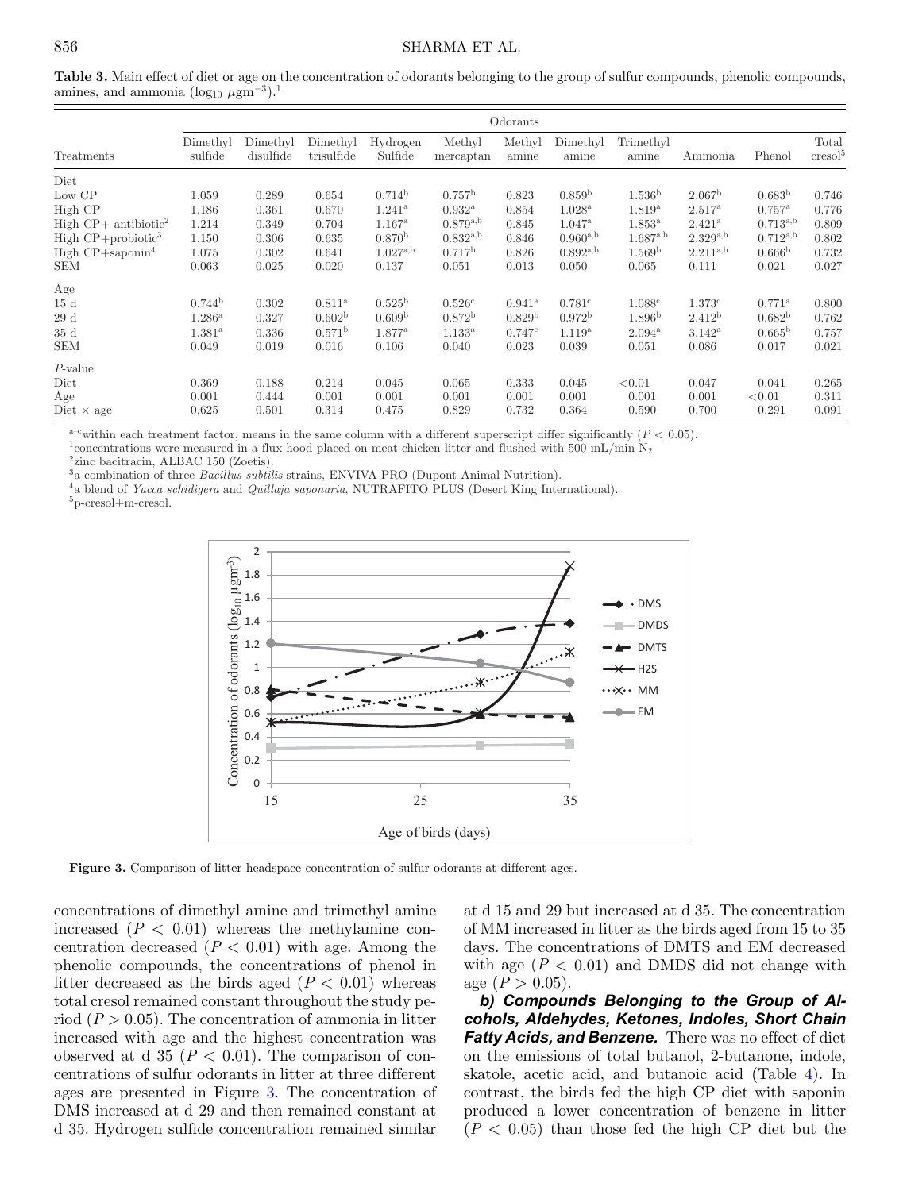**Table 3.** Main effect of diet or age on the concentration of odorants belonging to the group of sulfur compounds, phenolic compounds, amines, and ammonia ($\log_{10}$ $\mu$gm$^{-3}$).[1]

| | Odorants | | | | | | | | | | |
|---|---|---|---|---|---|---|---|---|---|---|---|
| Treatments | Dimethyl sulfide | Dimethyl disulfide | Dimethyl trisulfide | Hydrogen Sulfide | Methyl mercaptan | Methyl amine | Dimethyl amine | Trimethyl amine | Ammonia | Phenol | Total cresol[5] |
| Diet | | | | | | | | | | | |
| Low CP | 1.059 | 0.289 | 0.654 | 0.714[b] | 0.757[b] | 0.823 | 0.859[b] | 1.536[b] | 2.067[b] | 0.683[b] | 0.746 |
| High CP | 1.186 | 0.361 | 0.670 | 1.241[a] | 0.932[a] | 0.854 | 1.028[a] | 1.819[a] | 2.517[a] | 0.757[a] | 0.776 |
| High CP+ antibiotic[2] | 1.214 | 0.349 | 0.704 | 1.167[a] | 0.879[a,b] | 0.845 | 1.047[a] | 1.853[a] | 2.421[a] | 0.713[a,b] | 0.809 |
| High CP+probiotic[3] | 1.150 | 0.306 | 0.635 | 0.870[b] | 0.832[a,b] | 0.846 | 0.960[a,b] | 1.687[a,b] | 2.329[a,b] | 0.712[a,b] | 0.802 |
| High CP+saponin[4] | 1.075 | 0.302 | 0.641 | 1.027[a,b] | 0.717[b] | 0.826 | 0.892[a,b] | 1.569[b] | 2.211[a,b] | 0.666[b] | 0.732 |
| SEM | 0.063 | 0.025 | 0.020 | 0.137 | 0.051 | 0.013 | 0.050 | 0.065 | 0.111 | 0.021 | 0.027 |
| Age | | | | | | | | | | | |
| 15 d | 0.744[b] | 0.302 | 0.811[a] | 0.525[b] | 0.526[c] | 0.941[a] | 0.781[c] | 1.088[c] | 1.373[c] | 0.771[a] | 0.800 |
| 29 d | 1.286[a] | 0.327 | 0.602[b] | 0.609[b] | 0.872[b] | 0.829[b] | 0.972[b] | 1.896[b] | 2.412[b] | 0.682[b] | 0.762 |
| 35 d | 1.381[a] | 0.336 | 0.571[b] | 1.877[a] | 1.133[a] | 0.747[c] | 1.119[a] | 2.094[a] | 3.142[a] | 0.665[b] | 0.757 |
| SEM | 0.049 | 0.019 | 0.016 | 0.106 | 0.040 | 0.023 | 0.039 | 0.051 | 0.086 | 0.017 | 0.021 |
| $P$-value | | | | | | | | | | | |
| Diet | 0.369 | 0.188 | 0.214 | 0.045 | 0.065 | 0.333 | 0.045 | <0.01 | 0.047 | 0.041 | 0.265 |
| Age | 0.001 | 0.444 | 0.001 | 0.001 | 0.001 | 0.001 | 0.001 | 0.001 | 0.001 | <0.01 | 0.311 |
| Diet × age | 0.625 | 0.501 | 0.314 | 0.475 | 0.829 | 0.732 | 0.364 | 0.590 | 0.700 | 0.291 | 0.091 |

[a–c]within each treatment factor, means in the same column with a different superscript differ significantly ($P < 0.05$).
[1]concentrations were measured in a flux hood placed on meat chicken litter and flushed with 500 mL/min $N_2$.
[2]zinc bacitracin, ALBAC 150 (Zoetis).
[3]a combination of three *Bacillus subtilis* strains, ENVIVA PRO (Dupont Animal Nutrition).
[4]a blend of *Yucca schidigera* and *Quillaja saponaria*, NUTRAFITO PLUS (Desert King International).
[5]p-cresol+m-cresol.

**Figure 3.** Comparison of litter headspace concentration of sulfur odorants at different ages.

concentrations of dimethyl amine and trimethyl amine increased ($P < 0.01$) whereas the methylamine concentration decreased ($P < 0.01$) with age. Among the phenolic compounds, the concentrations of phenol in litter decreased as the birds aged ($P < 0.01$) whereas total cresol remained constant throughout the study period ($P > 0.05$). The concentration of ammonia in litter increased with age and the highest concentration was observed at d 35 ($P < 0.01$). The comparison of concentrations of sulfur odorants in litter at three different ages are presented in Figure 3. The concentration of DMS increased at d 29 and then remained constant at d 35. Hydrogen sulfide concentration remained similar at d 15 and 29 but increased at d 35. The concentration of MM increased in litter as the birds aged from 15 to 35 days. The concentrations of DMTS and EM decreased with age ($P < 0.01$) and DMDS did not change with age ($P > 0.05$).

***b) Compounds Belonging to the Group of Alcohols, Aldehydes, Ketones, Indoles, Short Chain Fatty Acids, and Benzene.*** There was no effect of diet on the emissions of total butanol, 2-butanone, indole, skatole, acetic acid, and butanoic acid (Table 4). In contrast, the birds fed the high CP diet with saponin produced a lower concentration of benzene in litter ($P < 0.05$) than those fed the high CP diet but the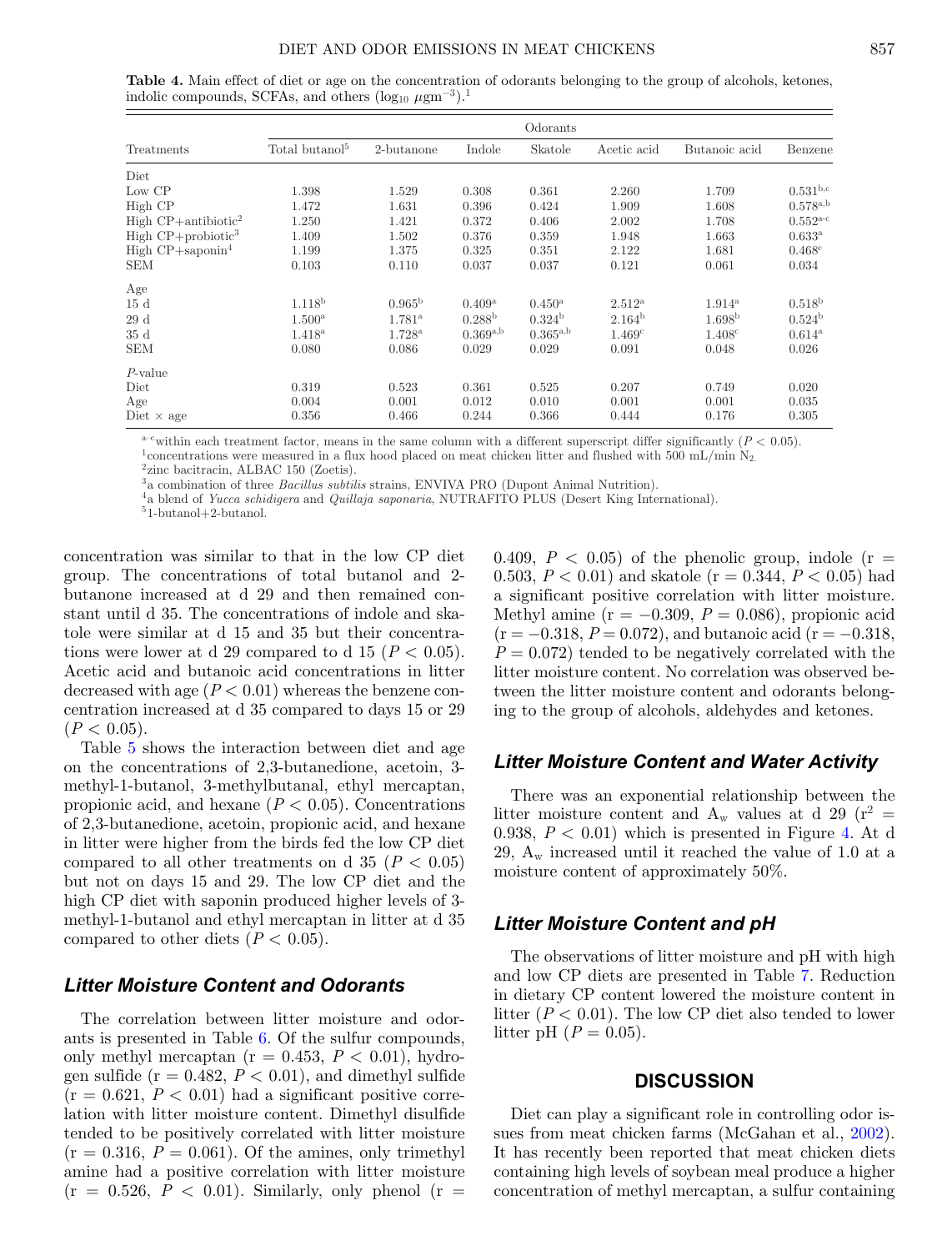**Table 4.** Main effect of diet or age on the concentration of odorants belonging to the group of alcohols, ketones, indolic compounds, SCFAs, and others ($\log_{10}$ $\mu$gm$^{-3}$).[1]

| Treatments | Total butanol[5] | 2-butanone | Indole | Skatole | Acetic acid | Butanoic acid | Benzene |
|---|---|---|---|---|---|---|---|
| | Odorants | | | | | | |
| Diet | | | | | | | |
| Low CP | 1.398 | 1.529 | 0.308 | 0.361 | 2.260 | 1.709 | 0.531[b,c] |
| High CP | 1.472 | 1.631 | 0.396 | 0.424 | 1.909 | 1.608 | 0.578[a,b] |
| High CP+antibiotic[2] | 1.250 | 1.421 | 0.372 | 0.406 | 2.002 | 1.708 | 0.552[a-c] |
| High CP+probiotic[3] | 1.409 | 1.502 | 0.376 | 0.359 | 1.948 | 1.663 | 0.633[a] |
| High CP+saponin[4] | 1.199 | 1.375 | 0.325 | 0.351 | 2.122 | 1.681 | 0.468[c] |
| SEM | 0.103 | 0.110 | 0.037 | 0.037 | 0.121 | 0.061 | 0.034 |
| Age | | | | | | | |
| 15 d | 1.118[b] | 0.965[b] | 0.409[a] | 0.450[a] | 2.512[a] | 1.914[a] | 0.518[b] |
| 29 d | 1.500[a] | 1.781[a] | 0.288[b] | 0.324[b] | 2.164[b] | 1.698[b] | 0.524[b] |
| 35 d | 1.418[a] | 1.728[a] | 0.369[a,b] | 0.365[a,b] | 1.469[c] | 1.408[c] | 0.614[a] |
| SEM | 0.080 | 0.086 | 0.029 | 0.029 | 0.091 | 0.048 | 0.026 |
| *P*-value | | | | | | | |
| Diet | 0.319 | 0.523 | 0.361 | 0.525 | 0.207 | 0.749 | 0.020 |
| Age | 0.004 | 0.001 | 0.012 | 0.010 | 0.001 | 0.001 | 0.035 |
| Diet × age | 0.356 | 0.466 | 0.244 | 0.366 | 0.444 | 0.176 | 0.305 |

[a–c]within each treatment factor, means in the same column with a different superscript differ significantly ($P < 0.05$).
[1]concentrations were measured in a flux hood placed on meat chicken litter and flushed with 500 mL/min $N_2$.
[2]zinc bacitracin, ALBAC 150 (Zoetis).
[3]a combination of three *Bacillus subtilis* strains, ENVIVA PRO (Dupont Animal Nutrition).
[4]a blend of *Yucca schidigera* and *Quillaja saponaria*, NUTRAFITO PLUS (Desert King International).
[5]1-butanol+2-butanol.

concentration was similar to that in the low CP diet group. The concentrations of total butanol and 2-butanone increased at d 29 and then remained constant until d 35. The concentrations of indole and skatole were similar at d 15 and 35 but their concentrations were lower at d 29 compared to d 15 ($P < 0.05$). Acetic acid and butanoic acid concentrations in litter decreased with age ($P < 0.01$) whereas the benzene concentration increased at d 35 compared to days 15 or 29 ($P < 0.05$).

Table 5 shows the interaction between diet and age on the concentrations of 2,3-butanedione, acetoin, 3-methyl-1-butanol, 3-methylbutanal, ethyl mercaptan, propionic acid, and hexane ($P < 0.05$). Concentrations of 2,3-butanedione, acetoin, propionic acid, and hexane in litter were higher from the birds fed the low CP diet compared to all other treatments on d 35 ($P < 0.05$) but not on days 15 and 29. The low CP diet and the high CP diet with saponin produced higher levels of 3-methyl-1-butanol and ethyl mercaptan in litter at d 35 compared to other diets ($P < 0.05$).

## Litter Moisture Content and Odorants

The correlation between litter moisture and odorants is presented in Table 6. Of the sulfur compounds, only methyl mercaptan ($r = 0.453$, $P < 0.01$), hydrogen sulfide ($r = 0.482$, $P < 0.01$), and dimethyl sulfide ($r = 0.621$, $P < 0.01$) had a significant positive correlation with litter moisture content. Dimethyl disulfide tended to be positively correlated with litter moisture ($r = 0.316$, $P = 0.061$). Of the amines, only trimethyl amine had a positive correlation with litter moisture ($r = 0.526$, $P < 0.01$). Similarly, only phenol ($r = 0.409$, $P < 0.05$) of the phenolic group, indole ($r = 0.503$, $P < 0.01$) and skatole ($r = 0.344$, $P < 0.05$) had a significant positive correlation with litter moisture. Methyl amine ($r = -0.309$, $P = 0.086$), propionic acid ($r = -0.318$, $P = 0.072$), and butanoic acid ($r = -0.318$, $P = 0.072$) tended to be negatively correlated with the litter moisture content. No correlation was observed between the litter moisture content and odorants belonging to the group of alcohols, aldehydes and ketones.

## Litter Moisture Content and Water Activity

There was an exponential relationship between the litter moisture content and $A_w$ values at d 29 ($r^2 = 0.938$, $P < 0.01$) which is presented in Figure 4. At d 29, $A_w$ increased until it reached the value of 1.0 at a moisture content of approximately 50%.

## Litter Moisture Content and pH

The observations of litter moisture and pH with high and low CP diets are presented in Table 7. Reduction in dietary CP content lowered the moisture content in litter ($P < 0.01$). The low CP diet also tended to lower litter pH ($P = 0.05$).

# DISCUSSION

Diet can play a significant role in controlling odor issues from meat chicken farms (McGahan et al., 2002). It has recently been reported that meat chicken diets containing high levels of soybean meal produce a higher concentration of methyl mercaptan, a sulfur containing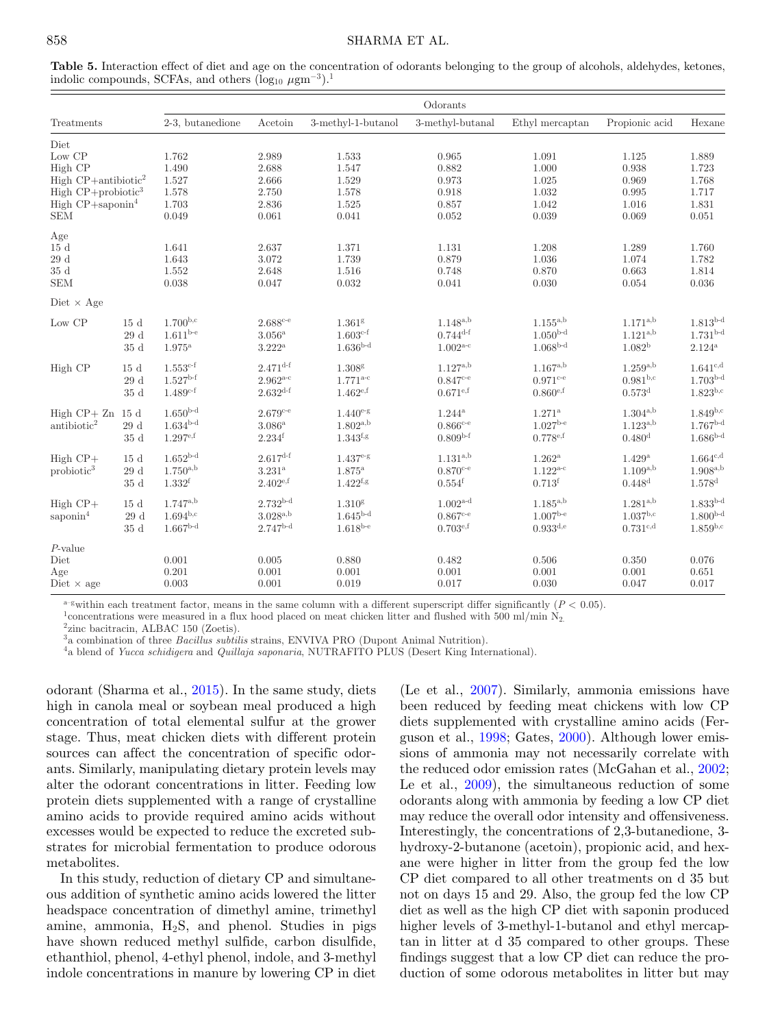**Table 5.** Interaction effect of diet and age on the concentration of odorants belonging to the group of alcohols, aldehydes, ketones, indolic compounds, SCFAs, and others ($\log_{10}$ $\mu gm^{-3}$).[1]

| Treatments | | 2-3, butanedione | Acetoin | 3-methyl-1-butanol | 3-methyl-butanal | Ethyl mercaptan | Propionic acid | Hexane |
|---|---|---|---|---|---|---|---|---|
| Diet | | | | | | | | |
| Low CP | | 1.762 | 2.989 | 1.533 | 0.965 | 1.091 | 1.125 | 1.889 |
| High CP | | 1.490 | 2.688 | 1.547 | 0.882 | 1.000 | 0.938 | 1.723 |
| High CP+antibiotic[2] | | 1.527 | 2.666 | 1.529 | 0.973 | 1.025 | 0.969 | 1.768 |
| High CP+probiotic[3] | | 1.578 | 2.750 | 1.578 | 0.918 | 1.032 | 0.995 | 1.717 |
| High CP+saponin[4] | | 1.703 | 2.836 | 1.525 | 0.857 | 1.042 | 1.016 | 1.831 |
| SEM | | 0.049 | 0.061 | 0.041 | 0.052 | 0.039 | 0.069 | 0.051 |
| Age | | | | | | | | |
| 15 d | | 1.641 | 2.637 | 1.371 | 1.131 | 1.208 | 1.289 | 1.760 |
| 29 d | | 1.643 | 3.072 | 1.739 | 0.879 | 1.036 | 1.074 | 1.782 |
| 35 d | | 1.552 | 2.648 | 1.516 | 0.748 | 0.870 | 0.663 | 1.814 |
| SEM | | 0.038 | 0.047 | 0.032 | 0.041 | 0.030 | 0.054 | 0.036 |
| Diet × Age | | | | | | | | |
| Low CP | 15 d | 1.700[b,c] | 2.688[c-e] | 1.361[g] | 1.148[a,b] | 1.155[a,b] | 1.171[a,b] | 1.813[b-d] |
| | 29 d | 1.611[b-e] | 3.056[a] | 1.603[c-f] | 0.744[d-f] | 1.050[b-d] | 1.121[a,b] | 1.731[b-d] |
| | 35 d | 1.975[a] | 3.222[a] | 1.636[b-d] | 1.002[a-c] | 1.068[b-d] | 1.082[b] | 2.124[a] |
| High CP | 15 d | 1.553[c-f] | 2.471[d-f] | 1.308[g] | 1.127[a,b] | 1.167[a,b] | 1.259[a,b] | 1.641[c,d] |
| | 29 d | 1.527[b-f] | 2.962[a-c] | 1.771[a-c] | 0.847[c-e] | 0.971[c-e] | 0.981[b,c] | 1.703[b-d] |
| | 35 d | 1.489[c-f] | 2.632[d-f] | 1.462[e,f] | 0.671[e,f] | 0.860[e,f] | 0.573[d] | 1.823[b,c] |
| High CP+ Zn antibiotic[2] | 15 d | 1.650[b-d] | 2.679[c-e] | 1.440[e-g] | 1.244[a] | 1.271[a] | 1.304[a,b] | 1.849[b,c] |
| | 29 d | 1.634[b-d] | 3.086[a] | 1.802[a,b] | 0.866[c-e] | 1.027[b-e] | 1.123[a,b] | 1.767[b-d] |
| | 35 d | 1.297[e,f] | 2.234[f] | 1.343[f,g] | 0.809[b-f] | 0.778[e,f] | 0.480[d] | 1.686[b-d] |
| High CP+ probiotic[3] | 15 d | 1.652[b-d] | 2.617[d-f] | 1.437[e-g] | 1.131[a,b] | 1.262[a] | 1.429[a] | 1.664[c,d] |
| | 29 d | 1.750[a,b] | 3.231[a] | 1.875[a] | 0.870[c-e] | 1.122[a-c] | 1.109[a,b] | 1.908[a,b] |
| | 35 d | 1.332[f] | 2.402[e,f] | 1.422[f,g] | 0.554[f] | 0.713[f] | 0.448[d] | 1.578[d] |
| High CP+ saponin[4] | 15 d | 1.747[a,b] | 2.732[b-d] | 1.310[g] | 1.002[a-d] | 1.185[a,b] | 1.281[a,b] | 1.833[b-d] |
| | 29 d | 1.694[b,c] | 3.028[a,b] | 1.645[b-d] | 0.867[c-e] | 1.007[b-e] | 1.037[b,c] | 1.800[b-d] |
| | 35 d | 1.667[b-d] | 2.747[b-d] | 1.618[b-e] | 0.703[e,f] | 0.933[d,e] | 0.731[c,d] | 1.859[b,c] |
| *P*-value | | | | | | | | |
| Diet | | 0.001 | 0.005 | 0.880 | 0.482 | 0.506 | 0.350 | 0.076 |
| Age | | 0.201 | 0.001 | 0.001 | 0.001 | 0.001 | 0.001 | 0.651 |
| Diet × age | | 0.003 | 0.001 | 0.019 | 0.017 | 0.030 | 0.047 | 0.017 |

[a–g]within each treatment factor, means in the same column with a different superscript differ significantly ($P < 0.05$).
[1]concentrations were measured in a flux hood placed on meat chicken litter and flushed with 500 ml/min $N_2$.
[2]zinc bacitracin, ALBAC 150 (Zoetis).
[3]a combination of three *Bacillus subtilis* strains, ENVIVA PRO (Dupont Animal Nutrition).
[4]a blend of *Yucca schidigera* and *Quillaja saponaria*, NUTRAFITO PLUS (Desert King International).

odorant (Sharma et al., 2015). In the same study, diets high in canola meal or soybean meal produced a high concentration of total elemental sulfur at the grower stage. Thus, meat chicken diets with different protein sources can affect the concentration of specific odorants. Similarly, manipulating dietary protein levels may alter the odorant concentrations in litter. Feeding low protein diets supplemented with a range of crystalline amino acids to provide required amino acids without excesses would be expected to reduce the excreted substrates for microbial fermentation to produce odorous metabolites.

In this study, reduction of dietary CP and simultaneous addition of synthetic amino acids lowered the litter headspace concentration of dimethyl amine, trimethyl amine, ammonia, $H_2S$, and phenol. Studies in pigs have shown reduced methyl sulfide, carbon disulfide, ethanthiol, phenol, 4-ethyl phenol, indole, and 3-methyl indole concentrations in manure by lowering CP in diet (Le et al., 2007). Similarly, ammonia emissions have been reduced by feeding meat chickens with low CP diets supplemented with crystalline amino acids (Ferguson et al., 1998; Gates, 2000). Although lower emissions of ammonia may not necessarily correlate with the reduced odor emission rates (McGahan et al., 2002; Le et al., 2009), the simultaneous reduction of some odorants along with ammonia by feeding a low CP diet may reduce the overall odor intensity and offensiveness. Interestingly, the concentrations of 2,3-butanedione, 3-hydroxy-2-butanone (acetoin), propionic acid, and hexane were higher in litter from the group fed the low CP diet compared to all other treatments on d 35 but not on days 15 and 29. Also, the group fed the low CP diet as well as the high CP diet with saponin produced higher levels of 3-methyl-1-butanol and ethyl mercaptan in litter at d 35 compared to other groups. These findings suggest that a low CP diet can reduce the production of some odorous metabolites in litter but may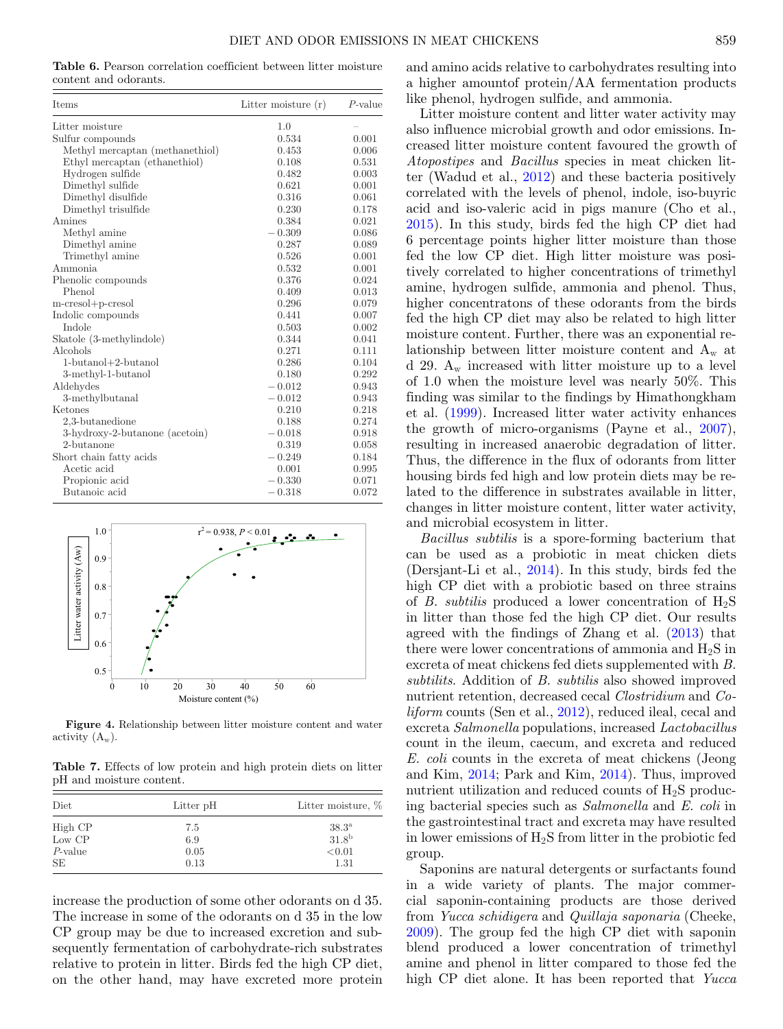**Table 6.** Pearson correlation coefficient between litter moisture content and odorants.

| Items | Litter moisture (r) | *P*-value |
|---|---|---|
| Litter moisture | 1.0 | – |
| Sulfur compounds | 0.534 | 0.001 |
| Methyl mercaptan (methanethiol) | 0.453 | 0.006 |
| Ethyl mercaptan (ethanethiol) | 0.108 | 0.531 |
| Hydrogen sulfide | 0.482 | 0.003 |
| Dimethyl sulfide | 0.621 | 0.001 |
| Dimethyl disulfide | 0.316 | 0.061 |
| Dimethyl trisulfide | 0.230 | 0.178 |
| Amines | 0.384 | 0.021 |
| Methyl amine | −0.309 | 0.086 |
| Dimethyl amine | 0.287 | 0.089 |
| Trimethyl amine | 0.526 | 0.001 |
| Ammonia | 0.532 | 0.001 |
| Phenolic compounds | 0.376 | 0.024 |
| Phenol | 0.409 | 0.013 |
| m-cresol+p-cresol | 0.296 | 0.079 |
| Indolic compounds | 0.441 | 0.007 |
| Indole | 0.503 | 0.002 |
| Skatole (3-methylindole) | 0.344 | 0.041 |
| Alcohols | 0.271 | 0.111 |
| 1-butanol+2-butanol | 0.286 | 0.104 |
| 3-methyl-1-butanol | 0.180 | 0.292 |
| Aldehydes | −0.012 | 0.943 |
| 3-methylbutanal | −0.012 | 0.943 |
| Ketones | 0.210 | 0.218 |
| 2,3-butanedione | 0.188 | 0.274 |
| 3-hydroxy-2-butanone (acetoin) | −0.018 | 0.918 |
| 2-butanone | 0.319 | 0.058 |
| Short chain fatty acids | −0.249 | 0.184 |
| Acetic acid | 0.001 | 0.995 |
| Propionic acid | −0.330 | 0.071 |
| Butanoic acid | −0.318 | 0.072 |

**Figure 4.** Relationship between litter moisture content and water activity ($A_w$).

**Table 7.** Effects of low protein and high protein diets on litter pH and moisture content.

| Diet | Litter pH | Litter moisture, % |
|---|---|---|
| High CP | 7.5 | 38.3[a] |
| Low CP | 6.9 | 31.8[b] |
| *P*-value | 0.05 | <0.01 |
| SE | 0.13 | 1.31 |

increase the production of some other odorants on d 35. The increase in some of the odorants on d 35 in the low CP group may be due to increased excretion and subsequently fermentation of carbohydrate-rich substrates relative to protein in litter. Birds fed the high CP diet, on the other hand, may have excreted more protein and amino acids relative to carbohydrates resulting into a higher amountof protein/AA fermentation products like phenol, hydrogen sulfide, and ammonia.

Litter moisture content and litter water activity may also influence microbial growth and odor emissions. Increased litter moisture content favoured the growth of *Atopostipes* and *Bacillus* species in meat chicken litter (Wadud et al., 2012) and these bacteria positively correlated with the levels of phenol, indole, iso-buyric acid and iso-valeric acid in pigs manure (Cho et al., 2015). In this study, birds fed the high CP diet had 6 percentage points higher litter moisture than those fed the low CP diet. High litter moisture was positively correlated to higher concentrations of trimethyl amine, hydrogen sulfide, ammonia and phenol. Thus, higher concentratons of these odorants from the birds fed the high CP diet may also be related to high litter moisture content. Further, there was an exponential relationship between litter moisture content and $A_w$ at d 29. $A_w$ increased with litter moisture up to a level of 1.0 when the moisture level was nearly 50%. This finding was similar to the findings by Himathongkham et al. (1999). Increased litter water activity enhances the growth of micro-organisms (Payne et al., 2007), resulting in increased anaerobic degradation of litter. Thus, the difference in the flux of odorants from litter housing birds fed high and low protein diets may be related to the difference in substrates available in litter, changes in litter moisture content, litter water activity, and microbial ecosystem in litter.

*Bacillus subtilis* is a spore-forming bacterium that can be used as a probiotic in meat chicken diets (Dersjant-Li et al., 2014). In this study, birds fed the high CP diet with a probiotic based on three strains of *B. subtilis* produced a lower concentration of $H_2S$ in litter than those fed the high CP diet. Our results agreed with the findings of Zhang et al. (2013) that there were lower concentrations of ammonia and $H_2S$ in excreta of meat chickens fed diets supplemented with *B. subtilits*. Addition of *B. subtilis* also showed improved nutrient retention, decreased cecal *Clostridium* and *Coliform* counts (Sen et al., 2012), reduced ileal, cecal and excreta *Salmonella* populations, increased *Lactobacillus* count in the ileum, caecum, and excreta and reduced *E. coli* counts in the excreta of meat chickens (Jeong and Kim, 2014; Park and Kim, 2014). Thus, improved nutrient utilization and reduced counts of $H_2S$ producing bacterial species such as *Salmonella* and *E. coli* in the gastrointestinal tract and excreta may have resulted in lower emissions of $H_2S$ from litter in the probiotic fed group.

Saponins are natural detergents or surfactants found in a wide variety of plants. The major commercial saponin-containing products are those derived from *Yucca schidigera* and *Quillaja saponaria* (Cheeke, 2009). The group fed the high CP diet with saponin blend produced a lower concentration of trimethyl amine and phenol in litter compared to those fed the high CP diet alone. It has been reported that *Yucca*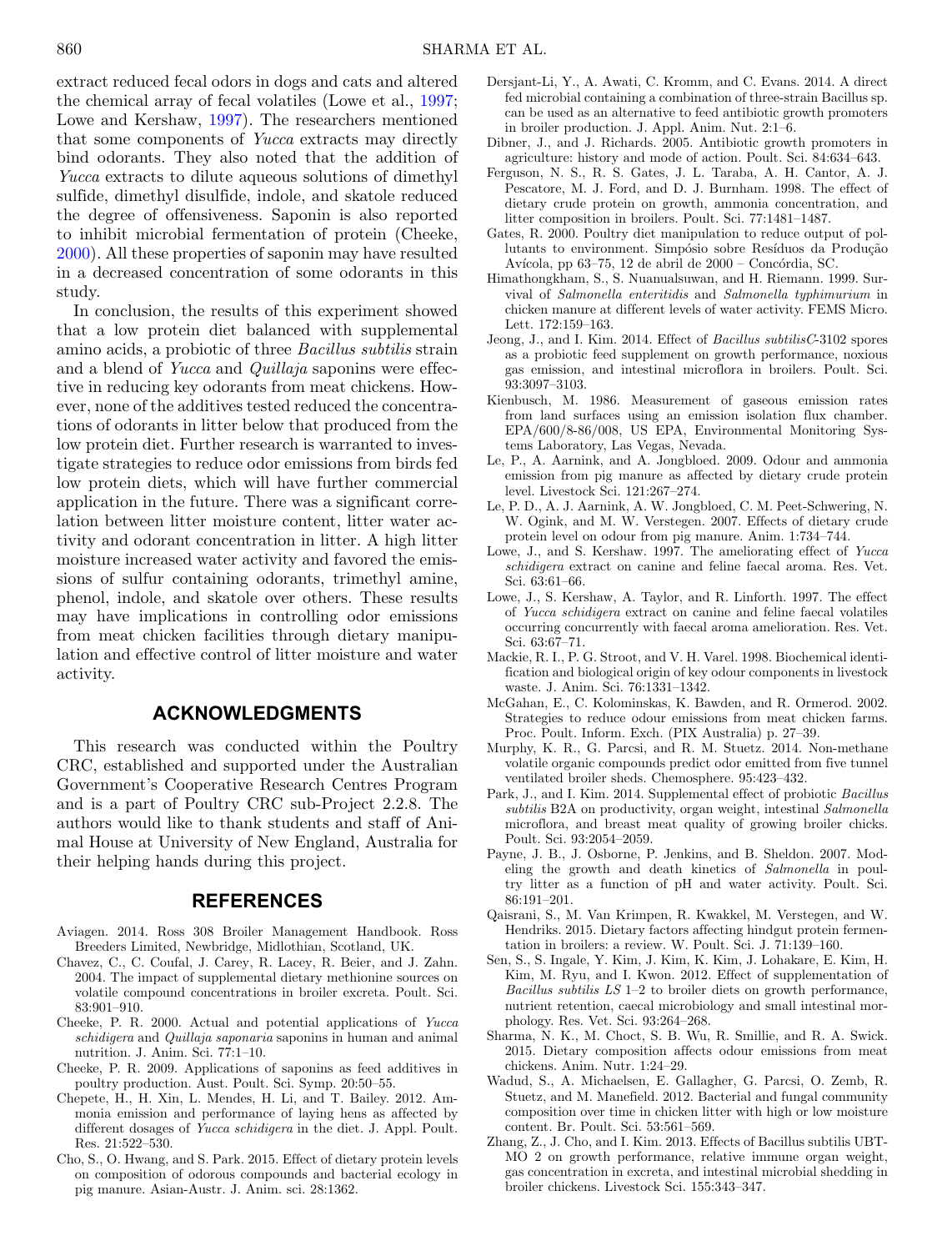extract reduced fecal odors in dogs and cats and altered the chemical array of fecal volatiles (Lowe et al., 1997; Lowe and Kershaw, 1997). The researchers mentioned that some components of *Yucca* extracts may directly bind odorants. They also noted that the addition of *Yucca* extracts to dilute aqueous solutions of dimethyl sulfide, dimethyl disulfide, indole, and skatole reduced the degree of offensiveness. Saponin is also reported to inhibit microbial fermentation of protein (Cheeke, 2000). All these properties of saponin may have resulted in a decreased concentration of some odorants in this study.

In conclusion, the results of this experiment showed that a low protein diet balanced with supplemental amino acids, a probiotic of three *Bacillus subtilis* strain and a blend of *Yucca* and *Quillaja* saponins were effective in reducing key odorants from meat chickens. However, none of the additives tested reduced the concentrations of odorants in litter below that produced from the low protein diet. Further research is warranted to investigate strategies to reduce odor emissions from birds fed low protein diets, which will have further commercial application in the future. There was a significant correlation between litter moisture content, litter water activity and odorant concentration in litter. A high litter moisture increased water activity and favored the emissions of sulfur containing odorants, trimethyl amine, phenol, indole, and skatole over others. These results may have implications in controlling odor emissions from meat chicken facilities through dietary manipulation and effective control of litter moisture and water activity.

## ACKNOWLEDGMENTS

This research was conducted within the Poultry CRC, established and supported under the Australian Government's Cooperative Research Centres Program and is a part of Poultry CRC sub-Project 2.2.8. The authors would like to thank students and staff of Animal House at University of New England, Australia for their helping hands during this project.

## REFERENCES

Aviagen. 2014. Ross 308 Broiler Management Handbook. Ross Breeders Limited, Newbridge, Midlothian, Scotland, UK.

Chavez, C., C. Coufal, J. Carey, R. Lacey, R. Beier, and J. Zahn. 2004. The impact of supplemental dietary methionine sources on volatile compound concentrations in broiler excreta. Poult. Sci. 83:901–910.

Cheeke, P. R. 2000. Actual and potential applications of *Yucca schidigera* and *Quillaja saponaria* saponins in human and animal nutrition. J. Anim. Sci. 77:1–10.

Cheeke, P. R. 2009. Applications of saponins as feed additives in poultry production. Aust. Poult. Sci. Symp. 20:50–55.

Chepete, H., H. Xin, L. Mendes, H. Li, and T. Bailey. 2012. Ammonia emission and performance of laying hens as affected by different dosages of *Yucca schidigera* in the diet. J. Appl. Poult. Res. 21:522–530.

Cho, S., O. Hwang, and S. Park. 2015. Effect of dietary protein levels on composition of odorous compounds and bacterial ecology in pig manure. Asian-Austr. J. Anim. sci. 28:1362.

Dersjant-Li, Y., A. Awati, C. Kromm, and C. Evans. 2014. A direct fed microbial containing a combination of three-strain Bacillus sp. can be used as an alternative to feed antibiotic growth promoters in broiler production. J. Appl. Anim. Nut. 2:1–6.

Dibner, J., and J. Richards. 2005. Antibiotic growth promoters in agriculture: history and mode of action. Poult. Sci. 84:634–643.

Ferguson, N. S., R. S. Gates, J. L. Taraba, A. H. Cantor, A. J. Pescatore, M. J. Ford, and D. J. Burnham. 1998. The effect of dietary crude protein on growth, ammonia concentration, and litter composition in broilers. Poult. Sci. 77:1481–1487.

Gates, R. 2000. Poultry diet manipulation to reduce output of pollutants to environment. Simpósio sobre Resíduos da Produção Avícola, pp 63–75, 12 de abril de 2000 – Concórdia, SC.

Himathongkham, S., S. Nuanualsuwan, and H. Riemann. 1999. Survival of *Salmonella enteritidis* and *Salmonella typhimurium* in chicken manure at different levels of water activity. FEMS Micro. Lett. 172:159–163.

Jeong, J., and I. Kim. 2014. Effect of *Bacillus subtilisC*-3102 spores as a probiotic feed supplement on growth performance, noxious gas emission, and intestinal microflora in broilers. Poult. Sci. 93:3097–3103.

Kienbusch, M. 1986. Measurement of gaseous emission rates from land surfaces using an emission isolation flux chamber. EPA/600/8-86/008, US EPA, Environmental Monitoring Systems Laboratory, Las Vegas, Nevada.

Le, P., A. Aarnink, and A. Jongbloed. 2009. Odour and ammonia emission from pig manure as affected by dietary crude protein level. Livestock Sci. 121:267–274.

Le, P. D., A. J. Aarnink, A. W. Jongbloed, C. M. Peet-Schwering, N. W. Ogink, and M. W. Verstegen. 2007. Effects of dietary crude protein level on odour from pig manure. Anim. 1:734–744.

Lowe, J., and S. Kershaw. 1997. The ameliorating effect of *Yucca schidigera* extract on canine and feline faecal aroma. Res. Vet. Sci. 63:61–66.

Lowe, J., S. Kershaw, A. Taylor, and R. Linforth. 1997. The effect of *Yucca schidigera* extract on canine and feline faecal volatiles occurring concurrently with faecal aroma amelioration. Res. Vet. Sci. 63:67–71.

Mackie, R. I., P. G. Stroot, and V. H. Varel. 1998. Biochemical identification and biological origin of key odour components in livestock waste. J. Anim. Sci. 76:1331–1342.

McGahan, E., C. Kolominskas, K. Bawden, and R. Ormerod. 2002. Strategies to reduce odour emissions from meat chicken farms. Proc. Poult. Inform. Exch. (PIX Australia) p. 27–39.

Murphy, K. R., G. Parcsi, and R. M. Stuetz. 2014. Non-methane volatile organic compounds predict odor emitted from five tunnel ventilated broiler sheds. Chemosphere. 95:423–432.

Park, J., and I. Kim. 2014. Supplemental effect of probiotic *Bacillus subtilis* B2A on productivity, organ weight, intestinal *Salmonella* microflora, and breast meat quality of growing broiler chicks. Poult. Sci. 93:2054–2059.

Payne, J. B., J. Osborne, P. Jenkins, and B. Sheldon. 2007. Modeling the growth and death kinetics of *Salmonella* in poultry litter as a function of pH and water activity. Poult. Sci. 86:191–201.

Qaisrani, S., M. Van Krimpen, R. Kwakkel, M. Verstegen, and W. Hendriks. 2015. Dietary factors affecting hindgut protein fermentation in broilers: a review. W. Poult. Sci. J. 71:139–160.

Sen, S., S. Ingale, Y. Kim, J. Kim, K. Kim, J. Lohakare, E. Kim, H. Kim, M. Ryu, and I. Kwon. 2012. Effect of supplementation of *Bacillus subtilis LS* 1–2 to broiler diets on growth performance, nutrient retention, caecal microbiology and small intestinal morphology. Res. Vet. Sci. 93:264–268.

Sharma, N. K., M. Choct, S. B. Wu, R. Smillie, and R. A. Swick. 2015. Dietary composition affects odour emissions from meat chickens. Anim. Nutr. 1:24–29.

Wadud, S., A. Michaelsen, E. Gallagher, G. Parcsi, O. Zemb, R. Stuetz, and M. Manefield. 2012. Bacterial and fungal community composition over time in chicken litter with high or low moisture content. Br. Poult. Sci. 53:561–569.

Zhang, Z., J. Cho, and I. Kim. 2013. Effects of Bacillus subtilis UBT-MO 2 on growth performance, relative immune organ weight, gas concentration in excreta, and intestinal microbial shedding in broiler chickens. Livestock Sci. 155:343–347.